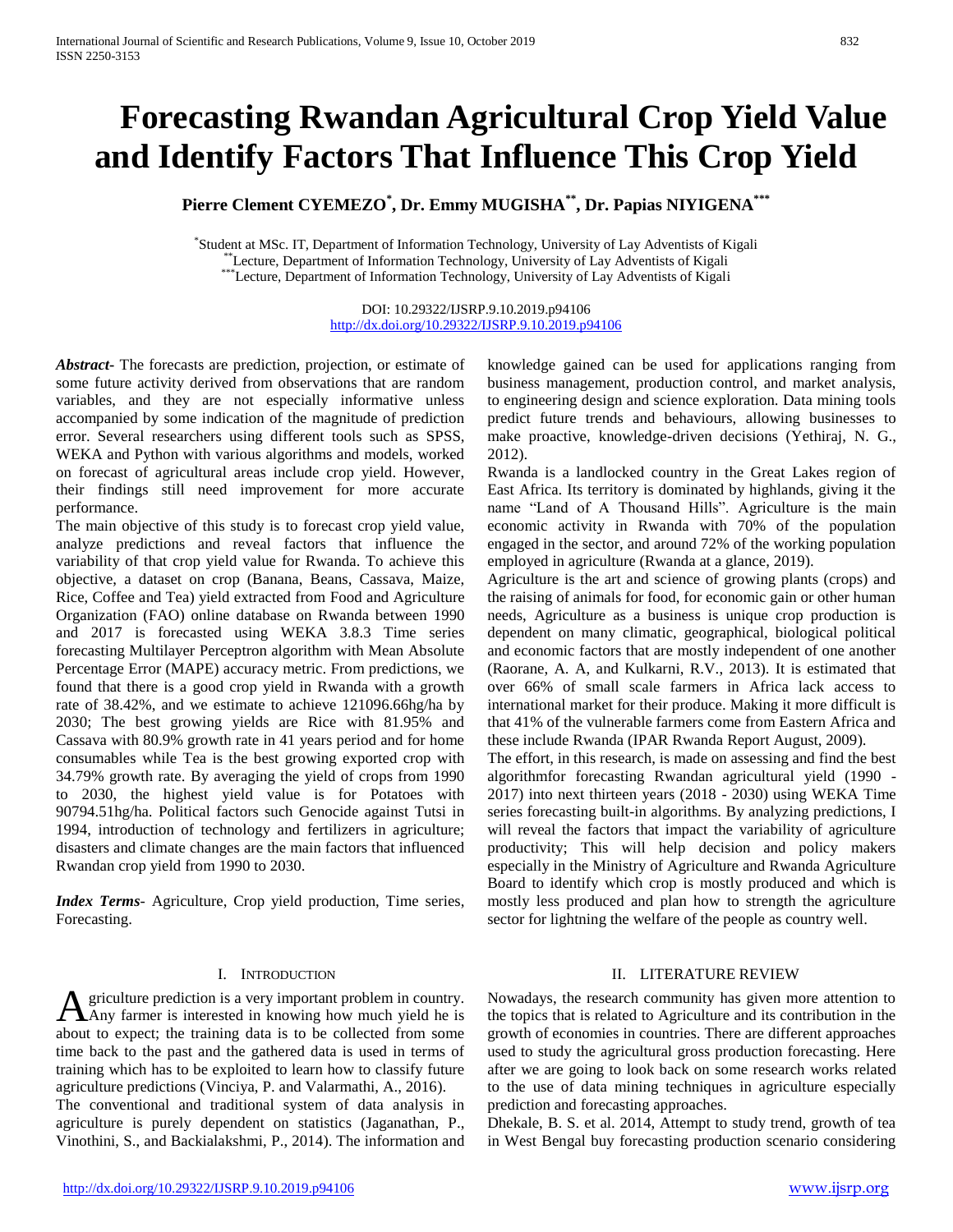# Forecasting Rwandan Agricultural Crop Yield Value and Identify Factors That Influence This Crop Yield

**Pierre Clement CYEMEZO[*], Dr. Emmy MUGISHA[**], Dr. Papias NIYIGENA[***]**

[*] Student at MSc. IT, Department of Information Technology, University of Lay Adventists of Kigali
[**] Lecture, Department of Information Technology, University of Lay Adventists of Kigali
[***] Lecture, Department of Information Technology, University of Lay Adventists of Kigali

DOI: 10.29322/IJSRP.9.10.2019.p94106
http://dx.doi.org/10.29322/IJSRP.9.10.2019.p94106

***Abstract***- The forecasts are prediction, projection, or estimate of some future activity derived from observations that are random variables, and they are not especially informative unless accompanied by some indication of the magnitude of prediction error. Several researchers using different tools such as SPSS, WEKA and Python with various algorithms and models, worked on forecast of agricultural areas include crop yield. However, their findings still need improvement for more accurate performance.

The main objective of this study is to forecast crop yield value, analyze predictions and reveal factors that influence the variability of that crop yield value for Rwanda. To achieve this objective, a dataset on crop (Banana, Beans, Cassava, Maize, Rice, Coffee and Tea) yield extracted from Food and Agriculture Organization (FAO) online database on Rwanda between 1990 and 2017 is forecasted using WEKA 3.8.3 Time series forecasting Multilayer Perceptron algorithm with Mean Absolute Percentage Error (MAPE) accuracy metric. From predictions, we found that there is a good crop yield in Rwanda with a growth rate of 38.42%, and we estimate to achieve 121096.66hg/ha by 2030; The best growing yields are Rice with 81.95% and Cassava with 80.9% growth rate in 41 years period and for home consumables while Tea is the best growing exported crop with 34.79% growth rate. By averaging the yield of crops from 1990 to 2030, the highest yield value is for Potatoes with 90794.51hg/ha. Political factors such Genocide against Tutsi in 1994, introduction of technology and fertilizers in agriculture; disasters and climate changes are the main factors that influenced Rwandan crop yield from 1990 to 2030.

***Index Terms***- Agriculture, Crop yield production, Time series, Forecasting.

## I. Introduction

Agriculture prediction is a very important problem in country. Any farmer is interested in knowing how much yield he is about to expect; the training data is to be collected from some time back to the past and the gathered data is used in terms of training which has to be exploited to learn how to classify future agriculture predictions (Vinciya, P. and Valarmathi, A., 2016).

The conventional and traditional system of data analysis in agriculture is purely dependent on statistics (Jaganathan, P., Vinothini, S., and Backialakshmi, P., 2014). The information and knowledge gained can be used for applications ranging from business management, production control, and market analysis, to engineering design and science exploration. Data mining tools predict future trends and behaviours, allowing businesses to make proactive, knowledge-driven decisions (Yethiraj, N. G., 2012).

Rwanda is a landlocked country in the Great Lakes region of East Africa. Its territory is dominated by highlands, giving it the name "Land of A Thousand Hills". Agriculture is the main economic activity in Rwanda with 70% of the population engaged in the sector, and around 72% of the working population employed in agriculture (Rwanda at a glance, 2019).

Agriculture is the art and science of growing plants (crops) and the raising of animals for food, for economic gain or other human needs, Agriculture as a business is unique crop production is dependent on many climatic, geographical, biological political and economic factors that are mostly independent of one another (Raorane, A. A, and Kulkarni, R.V., 2013). It is estimated that over 66% of small scale farmers in Africa lack access to international market for their produce. Making it more difficult is that 41% of the vulnerable farmers come from Eastern Africa and these include Rwanda (IPAR Rwanda Report August, 2009).

The effort, in this research, is made on assessing and find the best algorithmfor forecasting Rwandan agricultural yield (1990 - 2017) into next thirteen years (2018 - 2030) using WEKA Time series forecasting built-in algorithms. By analyzing predictions, I will reveal the factors that impact the variability of agriculture productivity; This will help decision and policy makers especially in the Ministry of Agriculture and Rwanda Agriculture Board to identify which crop is mostly produced and which is mostly less produced and plan how to strength the agriculture sector for lightning the welfare of the people as country well.

## II. Literature Review

Nowadays, the research community has given more attention to the topics that is related to Agriculture and its contribution in the growth of economies in countries. There are different approaches used to study the agricultural gross production forecasting. Here after we are going to look back on some research works related to the use of data mining techniques in agriculture especially prediction and forecasting approaches.

Dhekale, B. S. et al. 2014, Attempt to study trend, growth of tea in West Bengal buy forecasting production scenario considering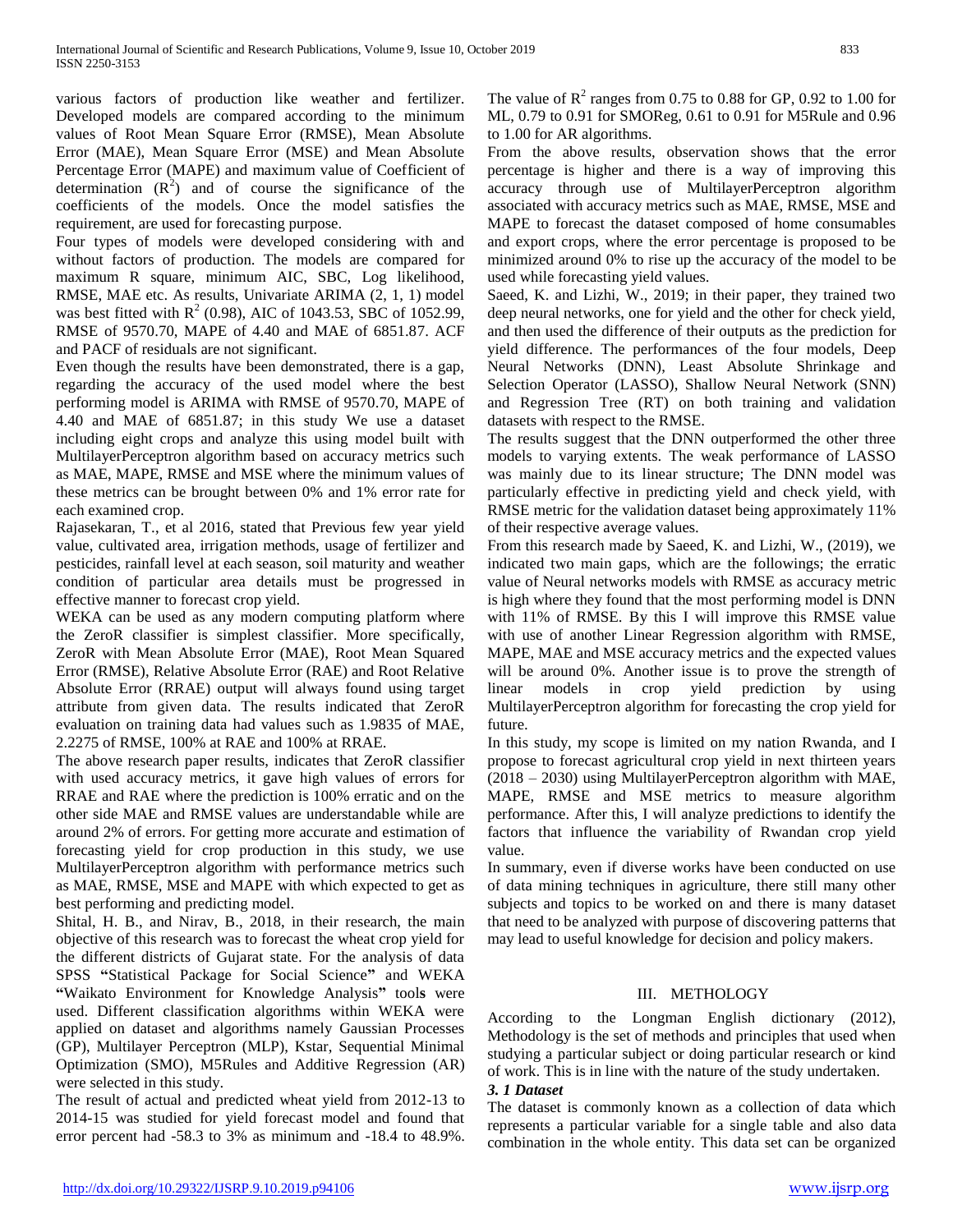various factors of production like weather and fertilizer. Developed models are compared according to the minimum values of Root Mean Square Error (RMSE), Mean Absolute Error (MAE), Mean Square Error (MSE) and Mean Absolute Percentage Error (MAPE) and maximum value of Coefficient of determination ($R^2$) and of course the significance of the coefficients of the models. Once the model satisfies the requirement, are used for forecasting purpose.

Four types of models were developed considering with and without factors of production. The models are compared for maximum R square, minimum AIC, SBC, Log likelihood, RMSE, MAE etc. As results, Univariate ARIMA (2, 1, 1) model was best fitted with $R^2$ (0.98), AIC of 1043.53, SBC of 1052.99, RMSE of 9570.70, MAPE of 4.40 and MAE of 6851.87. ACF and PACF of residuals are not significant.

Even though the results have been demonstrated, there is a gap, regarding the accuracy of the used model where the best performing model is ARIMA with RMSE of 9570.70, MAPE of 4.40 and MAE of 6851.87; in this study We use a dataset including eight crops and analyze this using model built with MultilayerPerceptron algorithm based on accuracy metrics such as MAE, MAPE, RMSE and MSE where the minimum values of these metrics can be brought between 0% and 1% error rate for each examined crop.

Rajasekaran, T., et al 2016, stated that Previous few year yield value, cultivated area, irrigation methods, usage of fertilizer and pesticides, rainfall level at each season, soil maturity and weather condition of particular area details must be progressed in effective manner to forecast crop yield.

WEKA can be used as any modern computing platform where the ZeroR classifier is simplest classifier. More specifically, ZeroR with Mean Absolute Error (MAE), Root Mean Squared Error (RMSE), Relative Absolute Error (RAE) and Root Relative Absolute Error (RRAE) output will always found using target attribute from given data. The results indicated that ZeroR evaluation on training data had values such as 1.9835 of MAE, 2.2275 of RMSE, 100% at RAE and 100% at RRAE.

The above research paper results, indicates that ZeroR classifier with used accuracy metrics, it gave high values of errors for RRAE and RAE where the prediction is 100% erratic and on the other side MAE and RMSE values are understandable while are around 2% of errors. For getting more accurate and estimation of forecasting yield for crop production in this study, we use MultilayerPerceptron algorithm with performance metrics such as MAE, RMSE, MSE and MAPE with which expected to get as best performing and predicting model.

Shital, H. B., and Nirav, B., 2018, in their research, the main objective of this research was to forecast the wheat crop yield for the different districts of Gujarat state. For the analysis of data SPSS **"**Statistical Package for Social Science**"** and WEKA **"**Waikato Environment for Knowledge Analysis**"** tool**s** were used. Different classification algorithms within WEKA were applied on dataset and algorithms namely Gaussian Processes (GP), Multilayer Perceptron (MLP), Kstar, Sequential Minimal Optimization (SMO), M5Rules and Additive Regression (AR) were selected in this study.

The result of actual and predicted wheat yield from 2012-13 to 2014-15 was studied for yield forecast model and found that error percent had -58.3 to 3% as minimum and -18.4 to 48.9%. The value of $R^2$ ranges from 0.75 to 0.88 for GP, 0.92 to 1.00 for ML, 0.79 to 0.91 for SMOReg, 0.61 to 0.91 for M5Rule and 0.96 to 1.00 for AR algorithms.

From the above results, observation shows that the error percentage is higher and there is a way of improving this accuracy through use of MultilayerPerceptron algorithm associated with accuracy metrics such as MAE, RMSE, MSE and MAPE to forecast the dataset composed of home consumables and export crops, where the error percentage is proposed to be minimized around 0% to rise up the accuracy of the model to be used while forecasting yield values.

Saeed, K. and Lizhi, W., 2019; in their paper, they trained two deep neural networks, one for yield and the other for check yield, and then used the difference of their outputs as the prediction for yield difference. The performances of the four models, Deep Neural Networks (DNN), Least Absolute Shrinkage and Selection Operator (LASSO), Shallow Neural Network (SNN) and Regression Tree (RT) on both training and validation datasets with respect to the RMSE.

The results suggest that the DNN outperformed the other three models to varying extents. The weak performance of LASSO was mainly due to its linear structure; The DNN model was particularly effective in predicting yield and check yield, with RMSE metric for the validation dataset being approximately 11% of their respective average values.

From this research made by Saeed, K. and Lizhi, W., (2019), we indicated two main gaps, which are the followings; the erratic value of Neural networks models with RMSE as accuracy metric is high where they found that the most performing model is DNN with 11% of RMSE. By this I will improve this RMSE value with use of another Linear Regression algorithm with RMSE, MAPE, MAE and MSE accuracy metrics and the expected values will be around 0%. Another issue is to prove the strength of linear models in crop yield prediction by using MultilayerPerceptron algorithm for forecasting the crop yield for future.

In this study, my scope is limited on my nation Rwanda, and I propose to forecast agricultural crop yield in next thirteen years (2018 – 2030) using MultilayerPerceptron algorithm with MAE, MAPE, RMSE and MSE metrics to measure algorithm performance. After this, I will analyze predictions to identify the factors that influence the variability of Rwandan crop yield value.

In summary, even if diverse works have been conducted on use of data mining techniques in agriculture, there still many other subjects and topics to be worked on and there is many dataset that need to be analyzed with purpose of discovering patterns that may lead to useful knowledge for decision and policy makers.

## III. METHOLOGY

According to the Longman English dictionary (2012), Methodology is the set of methods and principles that used when studying a particular subject or doing particular research or kind of work. This is in line with the nature of the study undertaken.

### *3. 1 Dataset*

The dataset is commonly known as a collection of data which represents a particular variable for a single table and also data combination in the whole entity. This data set can be organized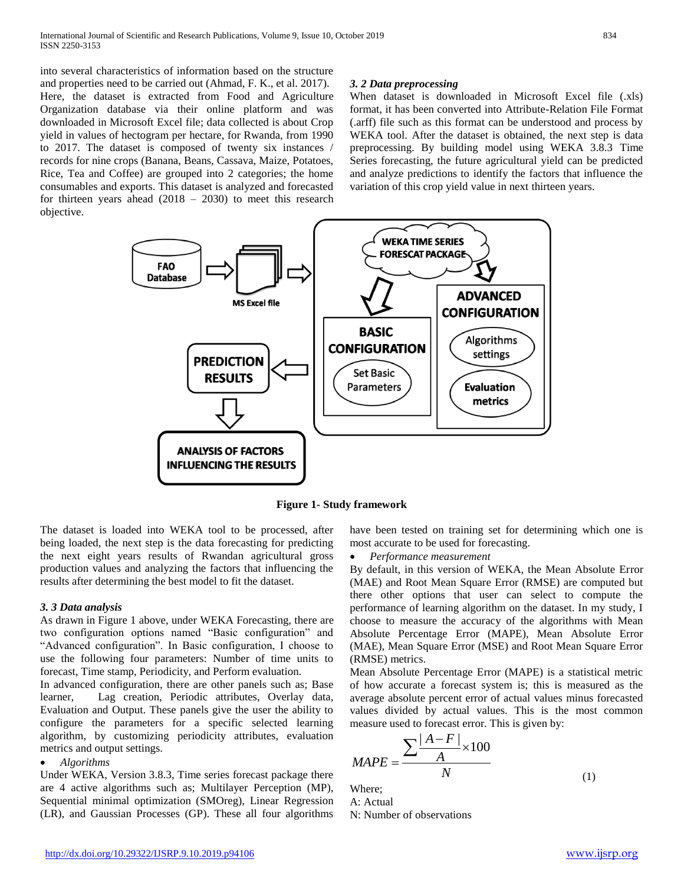into several characteristics of information based on the structure and properties need to be carried out (Ahmad, F. K., et al. 2017). Here, the dataset is extracted from Food and Agriculture Organization database via their online platform and was downloaded in Microsoft Excel file; data collected is about Crop yield in values of hectogram per hectare, for Rwanda, from 1990 to 2017. The dataset is composed of twenty six instances / records for nine crops (Banana, Beans, Cassava, Maize, Potatoes, Rice, Tea and Coffee) are grouped into 2 categories; the home consumables and exports. This dataset is analyzed and forecasted for thirteen years ahead (2018 – 2030) to meet this research objective.

### 3. 2 Data preprocessing

When dataset is downloaded in Microsoft Excel file (.xls) format, it has been converted into Attribute-Relation File Format (.arff) file such as this format can be understood and process by WEKA tool. After the dataset is obtained, the next step is data preprocessing. By building model using WEKA 3.8.3 Time Series forecasting, the future agricultural yield can be predicted and analyze predictions to identify the factors that influence the variation of this crop yield value in next thirteen years.

**Figure 1- Study framework**

The dataset is loaded into WEKA tool to be processed, after being loaded, the next step is the data forecasting for predicting the next eight years results of Rwandan agricultural gross production values and analyzing the factors that influencing the results after determining the best model to fit the dataset.

### 3. 3 Data analysis

As drawn in Figure 1 above, under WEKA Forecasting, there are two configuration options named "Basic configuration" and "Advanced configuration". In Basic configuration, I choose to use the following four parameters: Number of time units to forecast, Time stamp, Periodicity, and Perform evaluation.

In advanced configuration, there are other panels such as; Base learner, Lag creation, Periodic attributes, Overlay data, Evaluation and Output. These panels give the user the ability to configure the parameters for a specific selected learning algorithm, by customizing periodicity attributes, evaluation metrics and output settings.

- *Algorithms*

Under WEKA, Version 3.8.3, Time series forecast package there are 4 active algorithms such as; Multilayer Perception (MP), Sequential minimal optimization (SMOreg), Linear Regression (LR), and Gaussian Processes (GP). These all four algorithms have been tested on training set for determining which one is most accurate to be used for forecasting.

- *Performance measurement*

By default, in this version of WEKA, the Mean Absolute Error (MAE) and Root Mean Square Error (RMSE) are computed but there other options that user can select to compute the performance of learning algorithm on the dataset. In my study, I choose to measure the accuracy of the algorithms with Mean Absolute Percentage Error (MAPE), Mean Absolute Error (MAE), Mean Square Error (MSE) and Root Mean Square Error (RMSE) metrics.

Mean Absolute Percentage Error (MAPE) is a statistical metric of how accurate a forecast system is; this is measured as the average absolute percent error of actual values minus forecasted values divided by actual values. This is the most common measure used to forecast error. This is given by:

$$MAPE = \frac{\sum \frac{|A-F|}{A} \times 100}{N} \qquad (1)$$

Where;
A: Actual
N: Number of observations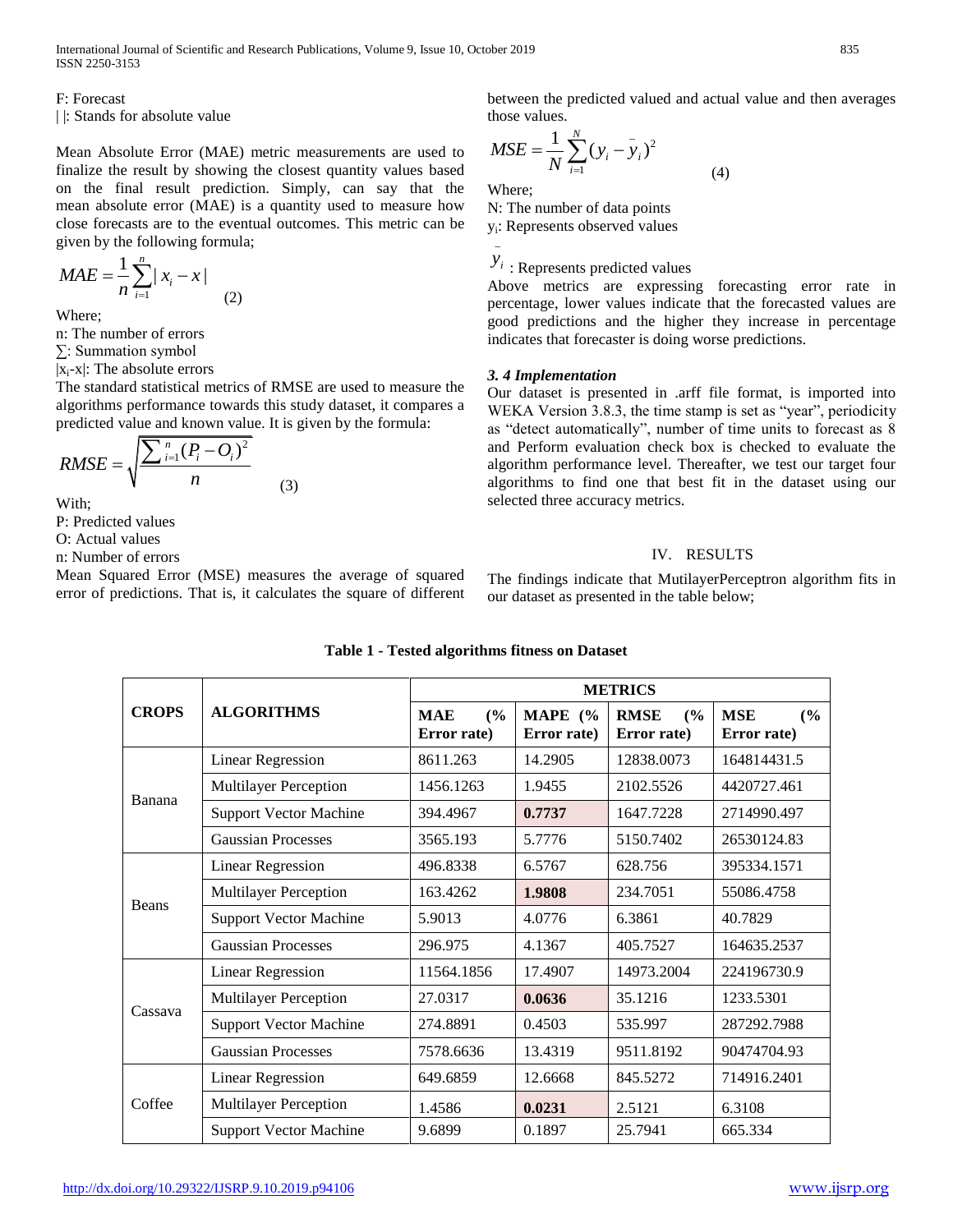F: Forecast

| |: Stands for absolute value

Mean Absolute Error (MAE) metric measurements are used to finalize the result by showing the closest quantity values based on the final result prediction. Simply, can say that the mean absolute error (MAE) is a quantity used to measure how close forecasts are to the eventual outcomes. This metric can be given by the following formula;

$$MAE = \frac{1}{n}\sum_{i=1}^{n} | x_i - x | \quad (2)$$

Where;

n: The number of errors

∑: Summation symbol

$|x_i\text{-}x|$: The absolute errors

The standard statistical metrics of RMSE are used to measure the algorithms performance towards this study dataset, it compares a predicted value and known value. It is given by the formula:

$$RMSE = \sqrt{\frac{\sum_{i=1}^{n}(P_i - O_i)^2}{n}} \quad (3)$$

With;

P: Predicted values

O: Actual values

n: Number of errors

Mean Squared Error (MSE) measures the average of squared error of predictions. That is, it calculates the square of different between the predicted valued and actual value and then averages those values.

$$MSE = \frac{1}{N}\sum_{i=1}^{N}(y_i - \bar{y}_i)^2 \quad (4)$$

Where;

N: The number of data points

$y_i$: Represents observed values

$\bar{y}_i$ : Represents predicted values

Above metrics are expressing forecasting error rate in percentage, lower values indicate that the forecasted values are good predictions and the higher they increase in percentage indicates that forecaster is doing worse predictions.

### *3. 4 Implementation*

Our dataset is presented in .arff file format, is imported into WEKA Version 3.8.3, the time stamp is set as "year", periodicity as "detect automatically", number of time units to forecast as 8 and Perform evaluation check box is checked to evaluate the algorithm performance level. Thereafter, we test our target four algorithms to find one that best fit in the dataset using our selected three accuracy metrics.

## IV. RESULTS

The findings indicate that MutilayerPerceptron algorithm fits in our dataset as presented in the table below;

**Table 1 - Tested algorithms fitness on Dataset**

| CROPS | ALGORITHMS | METRICS | | | |
|---|---|---|---|---|---|
| | | MAE (% Error rate) | MAPE (% Error rate) | RMSE (% Error rate) | MSE (% Error rate) |
| Banana | Linear Regression | 8611.263 | 14.2905 | 12838.0073 | 164814431.5 |
| | Multilayer Perception | 1456.1263 | 1.9455 | 2102.5526 | 4420727.461 |
| | Support Vector Machine | 394.4967 | **0.7737** | 1647.7228 | 2714990.497 |
| | Gaussian Processes | 3565.193 | 5.7776 | 5150.7402 | 26530124.83 |
| Beans | Linear Regression | 496.8338 | 6.5767 | 628.756 | 395334.1571 |
| | Multilayer Perception | 163.4262 | **1.9808** | 234.7051 | 55086.4758 |
| | Support Vector Machine | 5.9013 | 4.0776 | 6.3861 | 40.7829 |
| | Gaussian Processes | 296.975 | 4.1367 | 405.7527 | 164635.2537 |
| Cassava | Linear Regression | 11564.1856 | 17.4907 | 14973.2004 | 224196730.9 |
| | Multilayer Perception | 27.0317 | **0.0636** | 35.1216 | 1233.5301 |
| | Support Vector Machine | 274.8891 | 0.4503 | 535.997 | 287292.7988 |
| | Gaussian Processes | 7578.6636 | 13.4319 | 9511.8192 | 90474704.93 |
| Coffee | Linear Regression | 649.6859 | 12.6668 | 845.5272 | 714916.2401 |
| | Multilayer Perception | 1.4586 | **0.0231** | 2.5121 | 6.3108 |
| | Support Vector Machine | 9.6899 | 0.1897 | 25.7941 | 665.334 |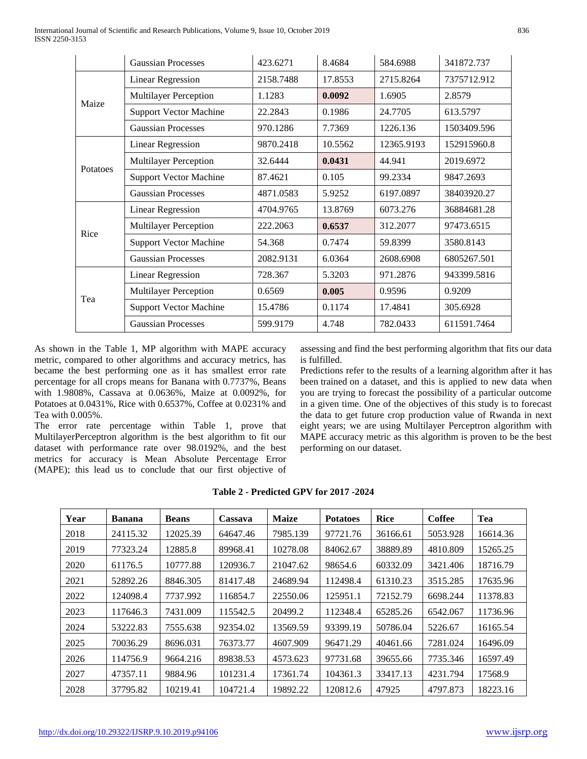|  | Gaussian Processes | 423.6271 | 8.4684 | 584.6988 | 341872.737 |
|---|---|---|---|---|---|
| Maize | Linear Regression | 2158.7488 | 17.8553 | 2715.8264 | 7375712.912 |
|  | Multilayer Perception | 1.1283 | **0.0092** | 1.6905 | 2.8579 |
|  | Support Vector Machine | 22.2843 | 0.1986 | 24.7705 | 613.5797 |
|  | Gaussian Processes | 970.1286 | 7.7369 | 1226.136 | 1503409.596 |
| Potatoes | Linear Regression | 9870.2418 | 10.5562 | 12365.9193 | 152915960.8 |
|  | Multilayer Perception | 32.6444 | **0.0431** | 44.941 | 2019.6972 |
|  | Support Vector Machine | 87.4621 | 0.105 | 99.2334 | 9847.2693 |
|  | Gaussian Processes | 4871.0583 | 5.9252 | 6197.0897 | 38403920.27 |
| Rice | Linear Regression | 4704.9765 | 13.8769 | 6073.276 | 36884681.28 |
|  | Multilayer Perception | 222.2063 | **0.6537** | 312.2077 | 97473.6515 |
|  | Support Vector Machine | 54.368 | 0.7474 | 59.8399 | 3580.8143 |
|  | Gaussian Processes | 2082.9131 | 6.0364 | 2608.6908 | 6805267.501 |
| Tea | Linear Regression | 728.367 | 5.3203 | 971.2876 | 943399.5816 |
|  | Multilayer Perception | 0.6569 | **0.005** | 0.9596 | 0.9209 |
|  | Support Vector Machine | 15.4786 | 0.1174 | 17.4841 | 305.6928 |
|  | Gaussian Processes | 599.9179 | 4.748 | 782.0433 | 611591.7464 |

As shown in the Table 1, MP algorithm with MAPE accuracy metric, compared to other algorithms and accuracy metrics, has became the best performing one as it has smallest error rate percentage for all crops means for Banana with 0.7737%, Beans with 1.9808%, Cassava at 0.0636%, Maize at 0.0092%, for Potatoes at 0.0431%, Rice with 0.6537%, Coffee at 0.0231% and Tea with 0.005%.

The error rate percentage within Table 1, prove that MultilayerPerceptron algorithm is the best algorithm to fit our dataset with performance rate over 98.0192%, and the best metrics for accuracy is Mean Absolute Percentage Error (MAPE); this lead us to conclude that our first objective of assessing and find the best performing algorithm that fits our data is fulfilled.

Predictions refer to the results of a learning algorithm after it has been trained on a dataset, and this is applied to new data when you are trying to forecast the possibility of a particular outcome in a given time. One of the objectives of this study is to forecast the data to get future crop production value of Rwanda in next eight years; we are using Multilayer Perceptron algorithm with MAPE accuracy metric as this algorithm is proven to be the best performing on our dataset.

**Table 2 - Predicted GPV for 2017 -2024**

| Year | Banana | Beans | Cassava | Maize | Potatoes | Rice | Coffee | Tea |
|---|---|---|---|---|---|---|---|---|
| 2018 | 24115.32 | 12025.39 | 64647.46 | 7985.139 | 97721.76 | 36166.61 | 5053.928 | 16614.36 |
| 2019 | 77323.24 | 12885.8 | 89968.41 | 10278.08 | 84062.67 | 38889.89 | 4810.809 | 15265.25 |
| 2020 | 61176.5 | 10777.88 | 120936.7 | 21047.62 | 98654.6 | 60332.09 | 3421.406 | 18716.79 |
| 2021 | 52892.26 | 8846.305 | 81417.48 | 24689.94 | 112498.4 | 61310.23 | 3515.285 | 17635.96 |
| 2022 | 124098.4 | 7737.992 | 116854.7 | 22550.06 | 125951.1 | 72152.79 | 6698.244 | 11378.83 |
| 2023 | 117646.3 | 7431.009 | 115542.5 | 20499.2 | 112348.4 | 65285.26 | 6542.067 | 11736.96 |
| 2024 | 53222.83 | 7555.638 | 92354.02 | 13569.59 | 93399.19 | 50786.04 | 5226.67 | 16165.54 |
| 2025 | 70036.29 | 8696.031 | 76373.77 | 4607.909 | 96471.29 | 40461.66 | 7281.024 | 16496.09 |
| 2026 | 114756.9 | 9664.216 | 89838.53 | 4573.623 | 97731.68 | 39655.66 | 7735.346 | 16597.49 |
| 2027 | 47357.11 | 9884.96 | 101231.4 | 17361.74 | 104361.3 | 33417.13 | 4231.794 | 17568.9 |
| 2028 | 37795.82 | 10219.41 | 104721.4 | 19892.22 | 120812.6 | 47925 | 4797.873 | 18223.16 |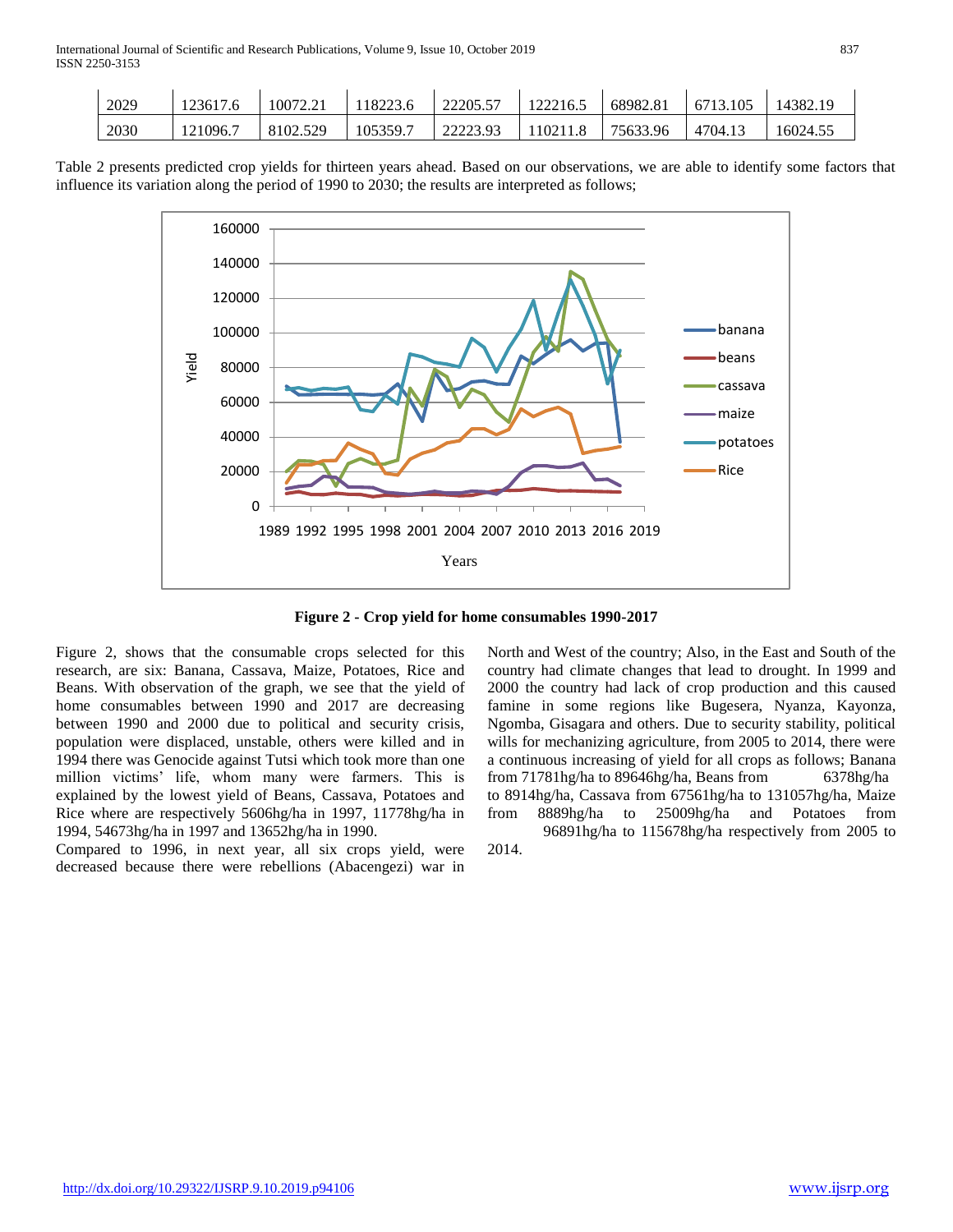| 2029 | 123617.6 | 10072.21 | 118223.6 | 22205.57 | 122216.5 | 68982.81 | 6713.105 | 14382.19 |
|---|---|---|---|---|---|---|---|---|
| 2030 | 121096.7 | 8102.529 | 105359.7 | 22223.93 | 110211.8 | 75633.96 | 4704.13 | 16024.55 |

Table 2 presents predicted crop yields for thirteen years ahead. Based on our observations, we are able to identify some factors that influence its variation along the period of 1990 to 2030; the results are interpreted as follows;

**Figure 2 - Crop yield for home consumables 1990-2017**

Figure 2, shows that the consumable crops selected for this research, are six: Banana, Cassava, Maize, Potatoes, Rice and Beans. With observation of the graph, we see that the yield of home consumables between 1990 and 2017 are decreasing between 1990 and 2000 due to political and security crisis, population were displaced, unstable, others were killed and in 1994 there was Genocide against Tutsi which took more than one million victims' life, whom many were farmers. This is explained by the lowest yield of Beans, Cassava, Potatoes and Rice where are respectively 5606hg/ha in 1997, 11778hg/ha in 1994, 54673hg/ha in 1997 and 13652hg/ha in 1990.

Compared to 1996, in next year, all six crops yield, were decreased because there were rebellions (Abacengezi) war in North and West of the country; Also, in the East and South of the country had climate changes that lead to drought. In 1999 and 2000 the country had lack of crop production and this caused famine in some regions like Bugesera, Nyanza, Kayonza, Ngomba, Gisagara and others. Due to security stability, political wills for mechanizing agriculture, from 2005 to 2014, there were a continuous increasing of yield for all crops as follows; Banana from 71781hg/ha to 89646hg/ha, Beans from 6378hg/ha to 8914hg/ha, Cassava from 67561hg/ha to 131057hg/ha, Maize from 8889hg/ha to 25009hg/ha and Potatoes from 96891hg/ha to 115678hg/ha respectively from 2005 to 2014.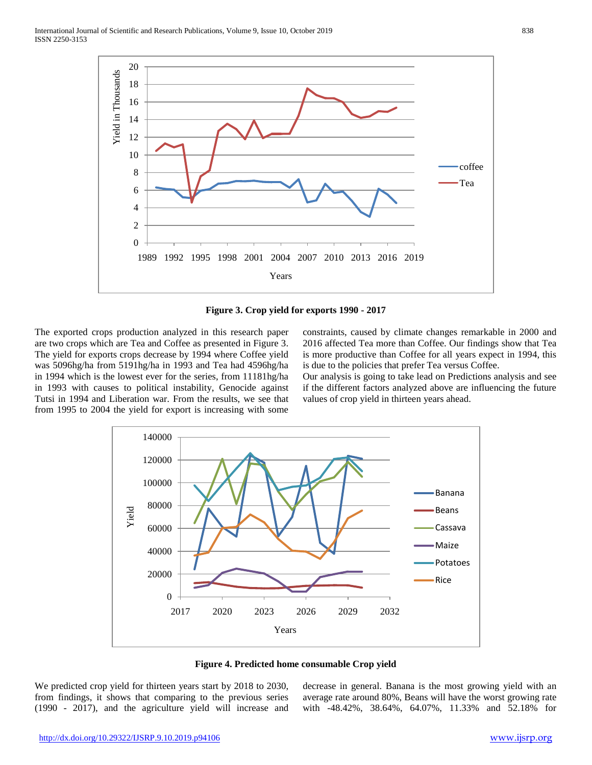**Figure 3. Crop yield for exports 1990 - 2017**

The exported crops production analyzed in this research paper are two crops which are Tea and Coffee as presented in Figure 3. The yield for exports crops decrease by 1994 where Coffee yield was 5096hg/ha from 5191hg/ha in 1993 and Tea had 4596hg/ha in 1994 which is the lowest ever for the series, from 11181hg/ha in 1993 with causes to political instability, Genocide against Tutsi in 1994 and Liberation war. From the results, we see that from 1995 to 2004 the yield for export is increasing with some constraints, caused by climate changes remarkable in 2000 and 2016 affected Tea more than Coffee. Our findings show that Tea is more productive than Coffee for all years expect in 1994, this is due to the policies that prefer Tea versus Coffee.

Our analysis is going to take lead on Predictions analysis and see if the different factors analyzed above are influencing the future values of crop yield in thirteen years ahead.

**Figure 4. Predicted home consumable Crop yield**

We predicted crop yield for thirteen years start by 2018 to 2030, from findings, it shows that comparing to the previous series (1990 - 2017), and the agriculture yield will increase and decrease in general. Banana is the most growing yield with an average rate around 80%, Beans will have the worst growing rate with -48.42%, 38.64%, 64.07%, 11.33% and 52.18% for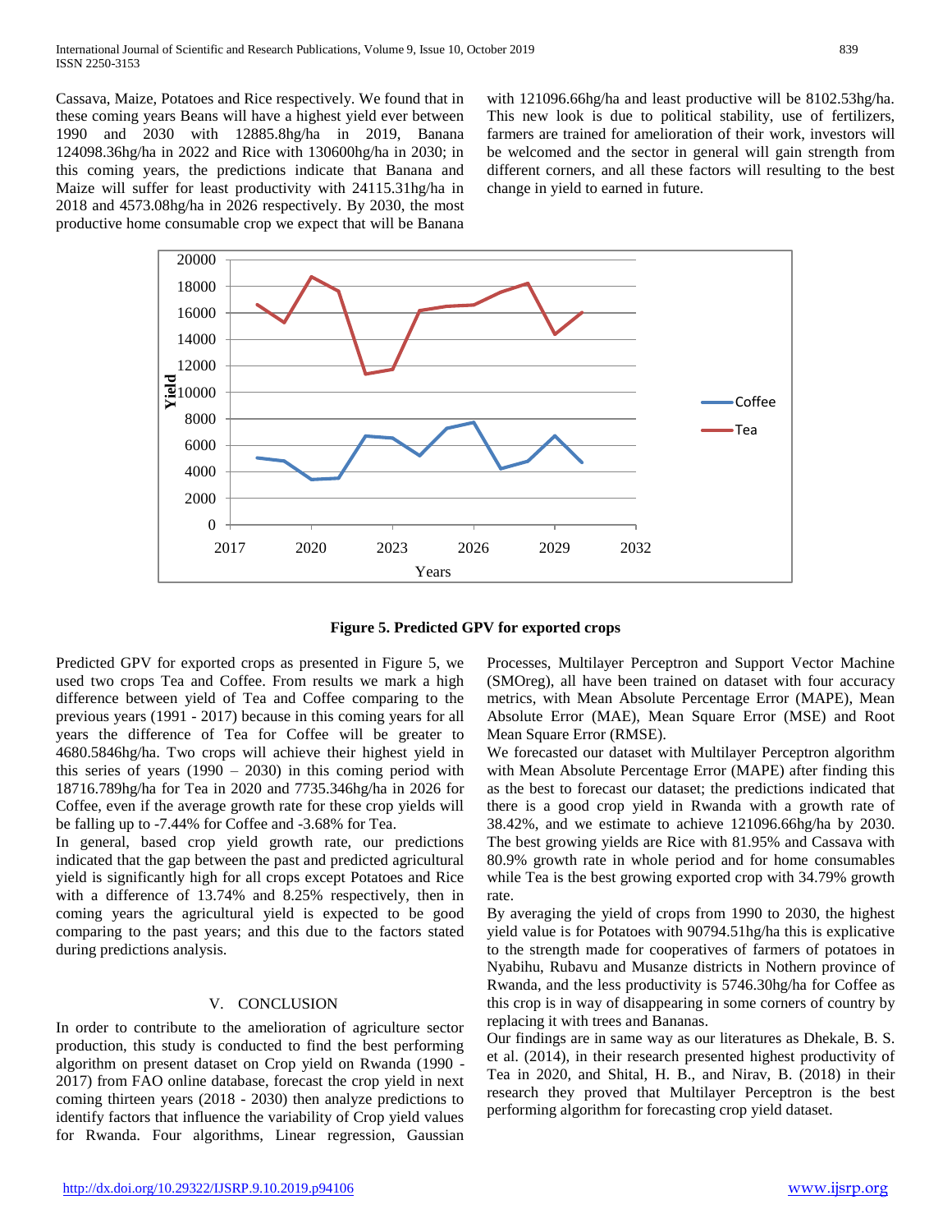Cassava, Maize, Potatoes and Rice respectively. We found that in these coming years Beans will have a highest yield ever between 1990 and 2030 with 12885.8hg/ha in 2019, Banana 124098.36hg/ha in 2022 and Rice with 130600hg/ha in 2030; in this coming years, the predictions indicate that Banana and Maize will suffer for least productivity with 24115.31hg/ha in 2018 and 4573.08hg/ha in 2026 respectively. By 2030, the most productive home consumable crop we expect that will be Banana with 121096.66hg/ha and least productive will be 8102.53hg/ha. This new look is due to political stability, use of fertilizers, farmers are trained for amelioration of their work, investors will be welcomed and the sector in general will gain strength from different corners, and all these factors will resulting to the best change in yield to earned in future.

**Figure 5. Predicted GPV for exported crops**

Predicted GPV for exported crops as presented in Figure 5, we used two crops Tea and Coffee. From results we mark a high difference between yield of Tea and Coffee comparing to the previous years (1991 - 2017) because in this coming years for all years the difference of Tea for Coffee will be greater to 4680.5846hg/ha. Two crops will achieve their highest yield in this series of years (1990 – 2030) in this coming period with 18716.789hg/ha for Tea in 2020 and 7735.346hg/ha in 2026 for Coffee, even if the average growth rate for these crop yields will be falling up to -7.44% for Coffee and -3.68% for Tea.

In general, based crop yield growth rate, our predictions indicated that the gap between the past and predicted agricultural yield is significantly high for all crops except Potatoes and Rice with a difference of 13.74% and 8.25% respectively, then in coming years the agricultural yield is expected to be good comparing to the past years; and this due to the factors stated during predictions analysis.

## V. CONCLUSION

In order to contribute to the amelioration of agriculture sector production, this study is conducted to find the best performing algorithm on present dataset on Crop yield on Rwanda (1990 - 2017) from FAO online database, forecast the crop yield in next coming thirteen years (2018 - 2030) then analyze predictions to identify factors that influence the variability of Crop yield values for Rwanda. Four algorithms, Linear regression, Gaussian Processes, Multilayer Perceptron and Support Vector Machine (SMOreg), all have been trained on dataset with four accuracy metrics, with Mean Absolute Percentage Error (MAPE), Mean Absolute Error (MAE), Mean Square Error (MSE) and Root Mean Square Error (RMSE).

We forecasted our dataset with Multilayer Perceptron algorithm with Mean Absolute Percentage Error (MAPE) after finding this as the best to forecast our dataset; the predictions indicated that there is a good crop yield in Rwanda with a growth rate of 38.42%, and we estimate to achieve 121096.66hg/ha by 2030. The best growing yields are Rice with 81.95% and Cassava with 80.9% growth rate in whole period and for home consumables while Tea is the best growing exported crop with 34.79% growth rate.

By averaging the yield of crops from 1990 to 2030, the highest yield value is for Potatoes with 90794.51hg/ha this is explicative to the strength made for cooperatives of farmers of potatoes in Nyabihu, Rubavu and Musanze districts in Nothern province of Rwanda, and the less productivity is 5746.30hg/ha for Coffee as this crop is in way of disappearing in some corners of country by replacing it with trees and Bananas.

Our findings are in same way as our literatures as Dhekale, B. S. et al. (2014), in their research presented highest productivity of Tea in 2020, and Shital, H. B., and Nirav, B. (2018) in their research they proved that Multilayer Perceptron is the best performing algorithm for forecasting crop yield dataset.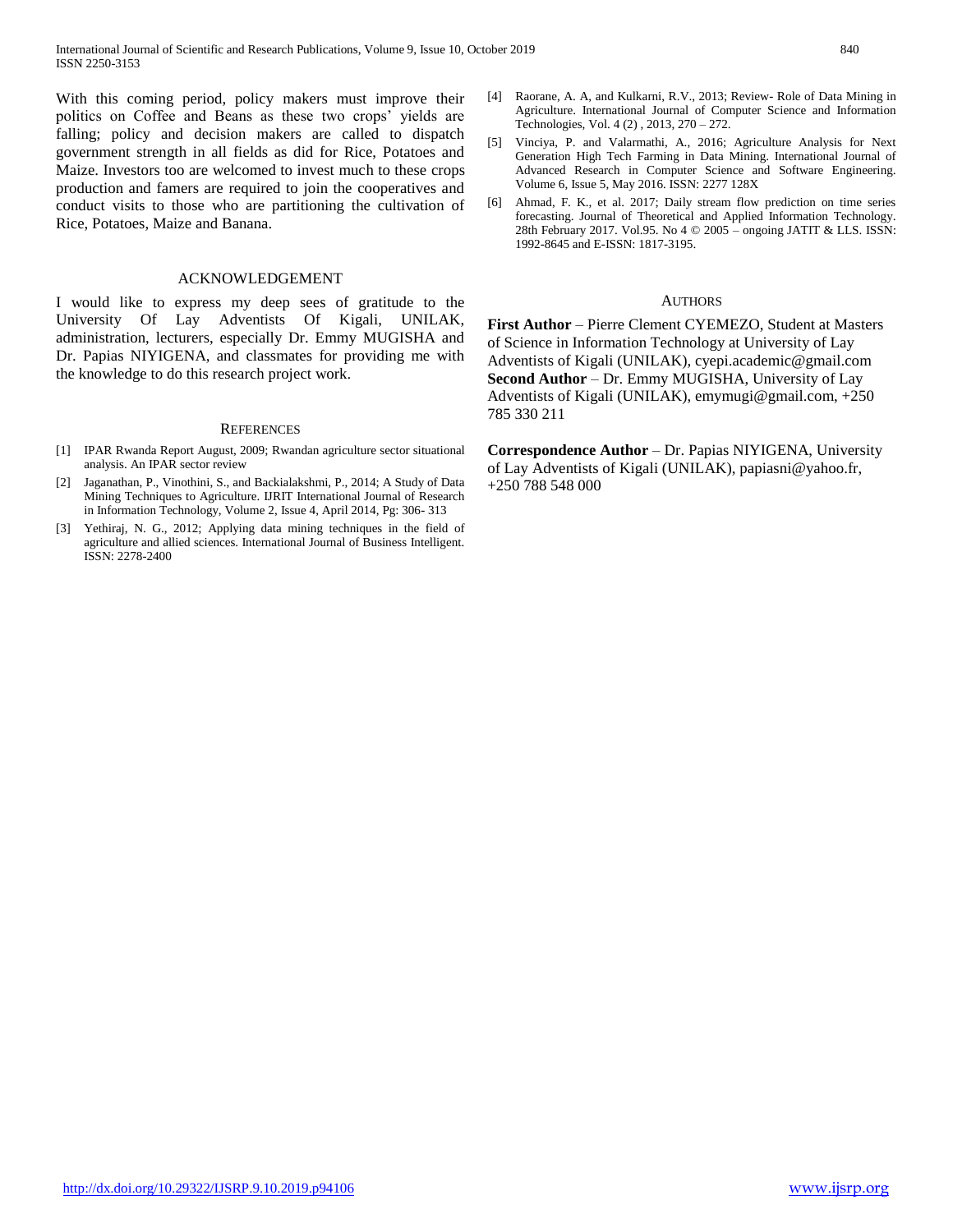With this coming period, policy makers must improve their politics on Coffee and Beans as these two crops' yields are falling; policy and decision makers are called to dispatch government strength in all fields as did for Rice, Potatoes and Maize. Investors too are welcomed to invest much to these crops production and famers are required to join the cooperatives and conduct visits to those who are partitioning the cultivation of Rice, Potatoes, Maize and Banana.

## ACKNOWLEDGEMENT

I would like to express my deep sees of gratitude to the University Of Lay Adventists Of Kigali, UNILAK, administration, lecturers, especially Dr. Emmy MUGISHA and Dr. Papias NIYIGENA, and classmates for providing me with the knowledge to do this research project work.

## REFERENCES

[1] IPAR Rwanda Report August, 2009; Rwandan agriculture sector situational analysis. An IPAR sector review

[2] Jaganathan, P., Vinothini, S., and Backialakshmi, P., 2014; A Study of Data Mining Techniques to Agriculture. IJRIT International Journal of Research in Information Technology, Volume 2, Issue 4, April 2014, Pg: 306- 313

[3] Yethiraj, N. G., 2012; Applying data mining techniques in the field of agriculture and allied sciences. International Journal of Business Intelligent. ISSN: 2278-2400

[4] Raorane, A. A, and Kulkarni, R.V., 2013; Review- Role of Data Mining in Agriculture. International Journal of Computer Science and Information Technologies, Vol. 4 (2) , 2013, 270 – 272.

[5] Vinciya, P. and Valarmathi, A., 2016; Agriculture Analysis for Next Generation High Tech Farming in Data Mining. International Journal of Advanced Research in Computer Science and Software Engineering. Volume 6, Issue 5, May 2016. ISSN: 2277 128X

[6] Ahmad, F. K., et al. 2017; Daily stream flow prediction on time series forecasting. Journal of Theoretical and Applied Information Technology. 28th February 2017. Vol.95. No 4 © 2005 – ongoing JATIT & LLS. ISSN: 1992-8645 and E-ISSN: 1817-3195.

## AUTHORS

**First Author** – Pierre Clement CYEMEZO, Student at Masters of Science in Information Technology at University of Lay Adventists of Kigali (UNILAK), cyepi.academic@gmail.com

**Second Author** – Dr. Emmy MUGISHA, University of Lay Adventists of Kigali (UNILAK), emymugi@gmail.com, +250 785 330 211

**Correspondence Author** – Dr. Papias NIYIGENA, University of Lay Adventists of Kigali (UNILAK), papiasni@yahoo.fr, +250 788 548 000